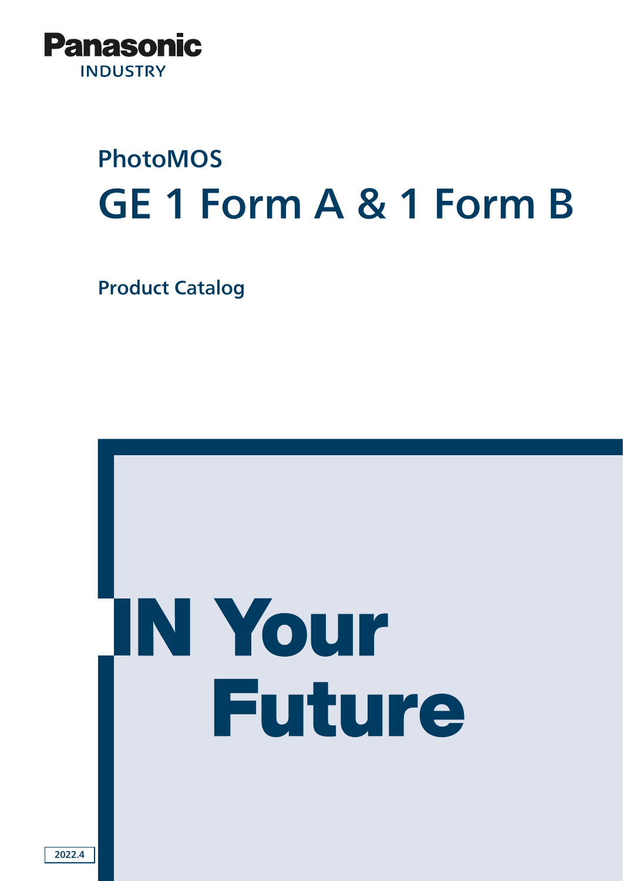Panasonic

INDUSTRY

## PhotoMOS

# GE 1 Form A & 1 Form B

### Product Catalog

IN Your Future

2022.4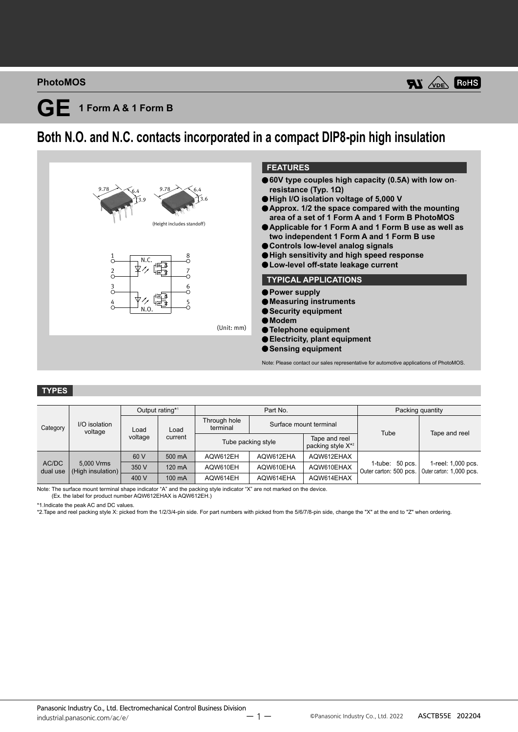PhotoMOS

# GE 1 Form A & 1 Form B

## Both N.O. and N.C. contacts incorporated in a compact DIP8-pin high insulation

(Unit: mm)

### FEATURES

- 60V type couples high capacity (0.5A) with low on-resistance (Typ. 1Ω)
- High I/O isolation voltage of 5,000 V
- Approx. 1/2 the space compared with the mounting area of a set of 1 Form A and 1 Form B PhotoMOS
- Applicable for 1 Form A and 1 Form B use as well as two independent 1 Form A and 1 Form B use
- Controls low-level analog signals
- High sensitivity and high speed response
- Low-level off-state leakage current

### TYPICAL APPLICATIONS

- Power supply
- Measuring instruments
- Security equipment
- Modem
- Telephone equipment
- Electricity, plant equipment
- Sensing equipment

Note: Please contact our sales representative for automotive applications of PhotoMOS.

### TYPES

| Category | I/O isolation voltage | Output rating*1 | | Part No. | | | Packing quantity | |
|---|---|---|---|---|---|---|---|---|
| | | Load voltage | Load current | Through hole terminal | Surface mount terminal | | Tube | Tape and reel |
| | | | | Tube packing style | | Tape and reel packing style X*2 | | |
| AC/DC dual use | 5,000 Vrms (High insulation) | 60 V | 500 mA | AQW612EH | AQW612EHA | AQW612EHAX | 1-tube: 50 pcs. Outer carton: 500 pcs. | 1-reel: 1,000 pcs. Outer carton: 1,000 pcs. |
| | | 350 V | 120 mA | AQW610EH | AQW610EHA | AQW610EHAX | | |
| | | 400 V | 100 mA | AQW614EH | AQW614EHA | AQW614EHAX | | |

Note: The surface mount terminal shape indicator "A" and the packing style indicator "X" are not marked on the device.
(Ex. the label for product number AQW612EHAX is AQW612EH.)

*1.Indicate the peak AC and DC values.
*2.Tape and reel packing style X: picked from the 1/2/3/4-pin side. For part numbers with picked from the 5/6/7/8-pin side, change the "X" at the end to "Z" when ordering.

Panasonic Industry Co., Ltd. Electromechanical Control Business Division
industrial.panasonic.com/ac/e/

©Panasonic Industry Co., Ltd. 2022 ASCTB55E 202204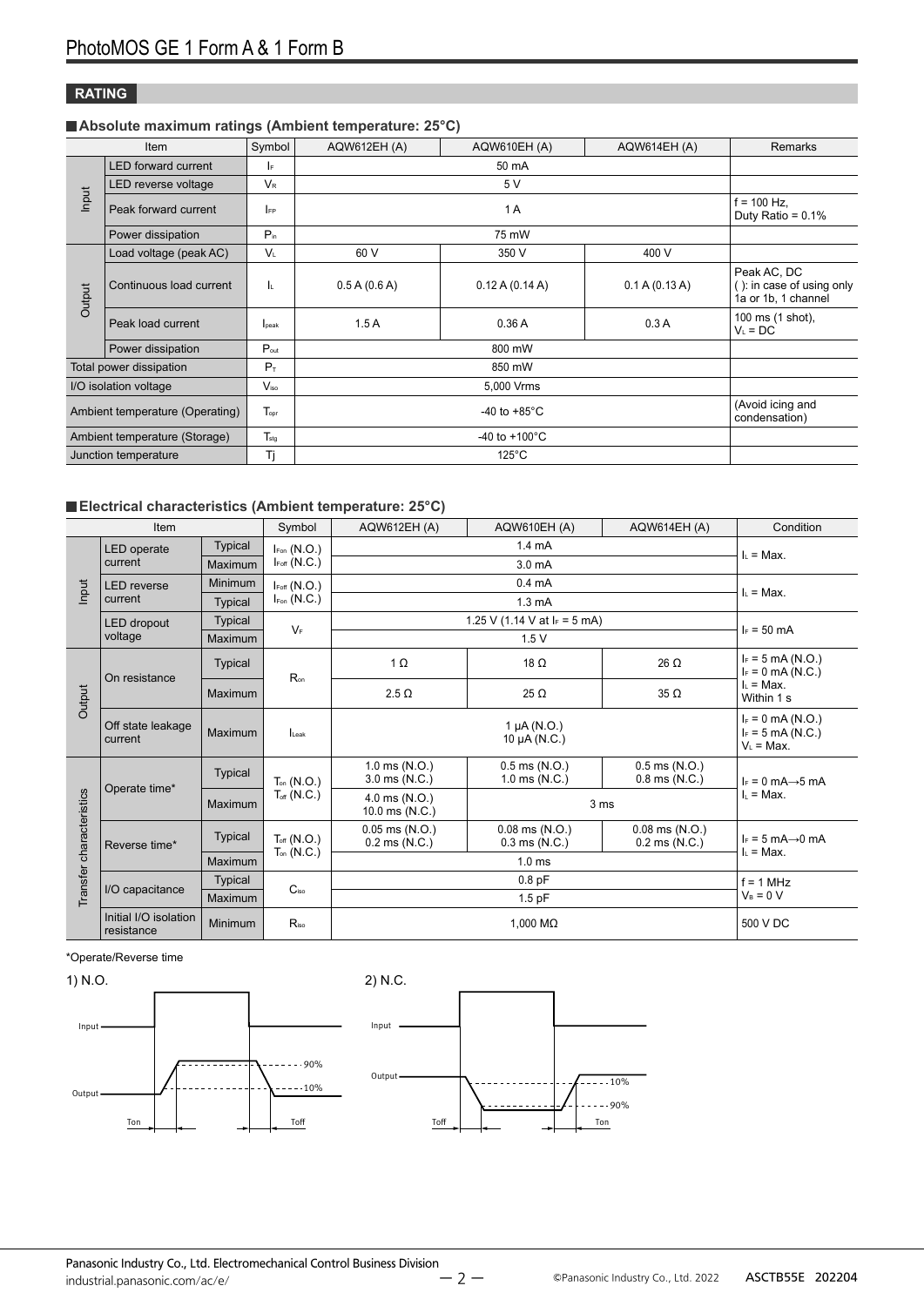## RATING

### Absolute maximum ratings (Ambient temperature: 25°C)

| Item | | Symbol | AQW612EH (A) | AQW610EH (A) | AQW614EH (A) | Remarks |
|---|---|---|---|---|---|---|
| Input | LED forward current | $I_F$ | 50 mA | | | |
| | LED reverse voltage | $V_R$ | 5 V | | | |
| | Peak forward current | $I_{FP}$ | 1 A | | | f = 100 Hz, Duty Ratio = 0.1% |
| | Power dissipation | $P_{in}$ | 75 mW | | | |
| Output | Load voltage (peak AC) | $V_L$ | 60 V | 350 V | 400 V | |
| | Continuous load current | $I_L$ | 0.5 A (0.6 A) | 0.12 A (0.14 A) | 0.1 A (0.13 A) | Peak AC, DC ( ): in case of using only 1a or 1b, 1 channel |
| | Peak load current | $I_{peak}$ | 1.5 A | 0.36 A | 0.3 A | 100 ms (1 shot), $V_L$ = DC |
| | Power dissipation | $P_{out}$ | 800 mW | | | |
| Total power dissipation | | $P_T$ | 850 mW | | | |
| I/O isolation voltage | | $V_{iso}$ | 5,000 Vrms | | | |
| Ambient temperature (Operating) | | $T_{opr}$ | -40 to +85°C | | | (Avoid icing and condensation) |
| Ambient temperature (Storage) | | $T_{stg}$ | -40 to +100°C | | | |
| Junction temperature | | Tj | 125°C | | | |

### Electrical characteristics (Ambient temperature: 25°C)

| Item | | | Symbol | AQW612EH (A) | AQW610EH (A) | AQW614EH (A) | Condition |
|---|---|---|---|---|---|---|---|
| Input | LED operate current | Typical | $I_{Fon}$ (N.O.) $I_{Foff}$ (N.C.) | 1.4 mA | | | $I_L$ = Max. |
| | | Maximum | | 3.0 mA | | | |
| | LED reverse current | Minimum | $I_{Foff}$ (N.O.) $I_{Fon}$ (N.C.) | 0.4 mA | | | $I_L$ = Max. |
| | | Typical | | 1.3 mA | | | |
| | LED dropout voltage | Typical | $V_F$ | 1.25 V (1.14 V at $I_F$ = 5 mA) | | | $I_F$ = 50 mA |
| | | Maximum | | 1.5 V | | | |
| Output | On resistance | Typical | $R_{on}$ | 1 Ω | 18 Ω | 26 Ω | $I_F$ = 5 mA (N.O.) $I_F$ = 0 mA (N.C.) $I_L$ = Max. Within 1 s |
| | | Maximum | | 2.5 Ω | 25 Ω | 35 Ω | |
| | Off state leakage current | Maximum | $I_{Leak}$ | 1 μA (N.O.) 10 μA (N.C.) | | | $I_F$ = 0 mA (N.O.) $I_F$ = 5 mA (N.C.) $V_L$ = Max. |
| Transfer characteristics | Operate time* | Typical | $T_{on}$ (N.O.) $T_{off}$ (N.C.) | 1.0 ms (N.O.) 3.0 ms (N.C.) | 0.5 ms (N.O.) 1.0 ms (N.C.) | 0.5 ms (N.O.) 0.8 ms (N.C.) | $I_F$ = 0 mA→5 mA $I_L$ = Max. |
| | | Maximum | | 4.0 ms (N.O.) 10.0 ms (N.C.) | 3 ms | | |
| | Reverse time* | Typical | $T_{off}$ (N.O.) $T_{on}$ (N.C.) | 0.05 ms (N.O.) 0.2 ms (N.C.) | 0.08 ms (N.O.) 0.3 ms (N.C.) | 0.08 ms (N.O.) 0.2 ms (N.C.) | $I_F$ = 5 mA→0 mA $I_L$ = Max. |
| | | Maximum | | 1.0 ms | | | |
| | I/O capacitance | Typical | $C_{iso}$ | 0.8 pF | | | f = 1 MHz $V_B$ = 0 V |
| | | Maximum | | 1.5 pF | | | |
| | Initial I/O isolation resistance | Minimum | $R_{iso}$ | 1,000 MΩ | | | 500 V DC |

*Operate/Reverse time

1) N.O.

Input, Output, 90%, 10%, Ton, Toff

2) N.C.

Input, Output, 10%, 90%, Toff, Ton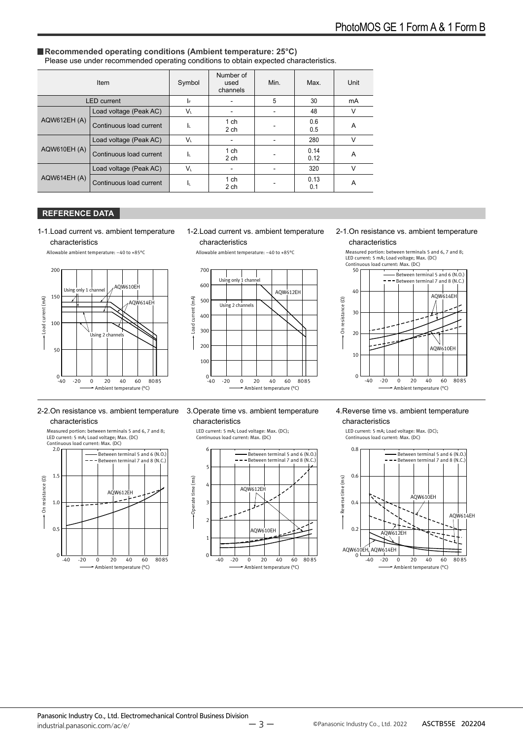## Recommended operating conditions (Ambient temperature: 25°C)

Please use under recommended operating conditions to obtain expected characteristics.

| Item | | Symbol | Number of used channels | Min. | Max. | Unit |
|---|---|---|---|---|---|---|
| LED current | | $I_F$ | - | 5 | 30 | mA |
| AQW612EH (A) | Load voltage (Peak AC) | $V_L$ | - | - | 48 | V |
| | Continuous load current | $I_L$ | 1 ch<br>2 ch | - | 0.6<br>0.5 | A |
| AQW610EH (A) | Load voltage (Peak AC) | $V_L$ | - | - | 280 | V |
| | Continuous load current | $I_L$ | 1 ch<br>2 ch | - | 0.14<br>0.12 | A |
| AQW614EH (A) | Load voltage (Peak AC) | $V_L$ | - | - | 320 | V |
| | Continuous load current | $I_L$ | 1 ch<br>2 ch | - | 0.13<br>0.1 | A |

## REFERENCE DATA

1-1.Load current vs. ambient temperature characteristics

Allowable ambient temperature: −40 to +85°C

1-2.Load current vs. ambient temperature characteristics

Allowable ambient temperature: −40 to +85°C

2-1.On resistance vs. ambient temperature characteristics

Measured portion: between terminals 5 and 6, 7 and 8; LED current: 5 mA; Load voltage; Max. (DC) Continuous load current: Max. (DC)

2-2.On resistance vs. ambient temperature characteristics

Measured portion: between terminals 5 and 6, 7 and 8; LED current: 5 mA; Load voltage; Max. (DC) Continuous load current: Max. (DC)

3.Operate time vs. ambient temperature characteristics

LED current: 5 mA; Load voltage: Max. (DC); Continuous load current: Max. (DC)

4.Reverse time vs. ambient temperature characteristics

LED current: 5 mA; Load voltage: Max. (DC); Continuous load current: Max. (DC)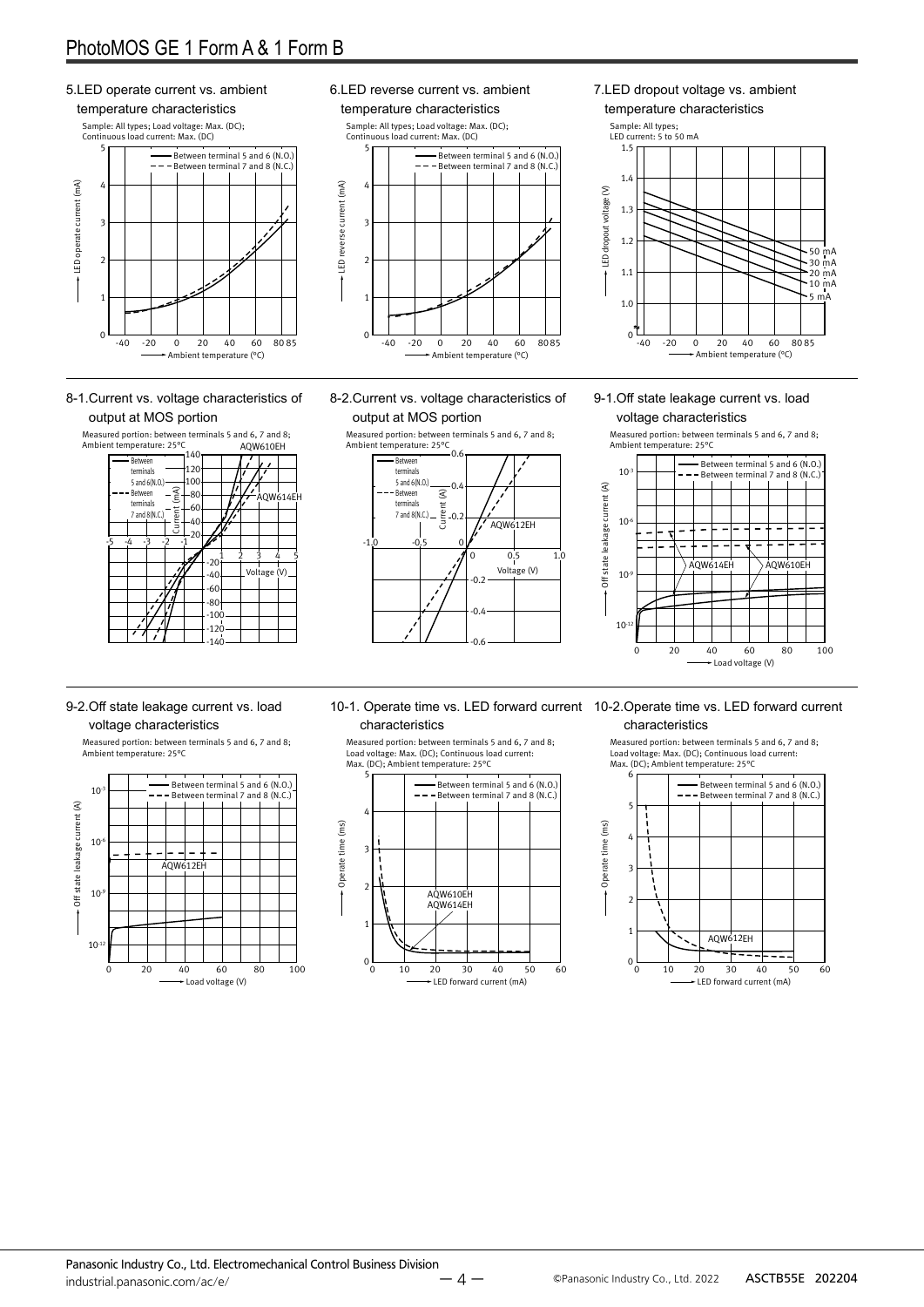## 5. LED operate current vs. ambient temperature characteristics

Sample: All types; Load voltage: Max. (DC); Continuous load current: Max. (DC)

Between terminal 5 and 6 (N.O.)
Between terminal 7 and 8 (N.C.)

LED operate current (mA)

Ambient temperature (°C)

## 6. LED reverse current vs. ambient temperature characteristics

Sample: All types; Load voltage: Max. (DC); Continuous load current: Max. (DC)

Between terminal 5 and 6 (N.O.)
Between terminal 7 and 8 (N.C.)

LED reverse current (mA)

Ambient temperature (°C)

## 7. LED dropout voltage vs. ambient temperature characteristics

Sample: All types; LED current: 5 to 50 mA

50 mA, 30 mA, 20 mA, 10 mA, 5 mA

LED dropout voltage (V)

Ambient temperature (°C)

## 8-1. Current vs. voltage characteristics of output at MOS portion

Measured portion: between terminals 5 and 6, 7 and 8; Ambient temperature: 25°C

Between terminals 5 and 6(N.O.)
Between terminals 7 and 8(N.C.)

AQW610EH
AQW614EH

Current (mA)

Voltage (V)

## 8-2. Current vs. voltage characteristics of output at MOS portion

Measured portion: between terminals 5 and 6, 7 and 8; Ambient temperature: 25°C

Between terminals 5 and 6(N.O.)
Between terminals 7 and 8(N.C.)

AQW612EH

Current (A)

Voltage (V)

## 9-1. Off state leakage current vs. load voltage characteristics

Measured portion: between terminals 5 and 6, 7 and 8; Ambient temperature: 25°C

Between terminal 5 and 6 (N.O.)
Between terminal 7 and 8 (N.C.)

AQW614EH
AQW610EH

Off state leakage current (A)

Load voltage (V)

## 9-2. Off state leakage current vs. load voltage characteristics

Measured portion: between terminals 5 and 6, 7 and 8; Ambient temperature: 25°C

Between terminal 5 and 6 (N.O.)
Between terminal 7 and 8 (N.C.)

AQW612EH

Off state leakage current (A)

Load voltage (V)

## 10-1. Operate time vs. LED forward current characteristics

Measured portion: between terminals 5 and 6, 7 and 8; Load voltage: Max. (DC); Continuous load current: Max. (DC); Ambient temperature: 25°C

Between terminal 5 and 6 (N.O.)
Between terminal 7 and 8 (N.C.)

AQW610EH
AQW614EH

Operate time (ms)

LED forward current (mA)

## 10-2. Operate time vs. LED forward current characteristics

Measured portion: between terminals 5 and 6, 7 and 8; Load voltage: Max. (DC); Continuous load current: Max. (DC); Ambient temperature: 25°C

Between terminal 5 and 6 (N.O.)
Between terminal 7 and 8 (N.C.)

AQW612EH

Operate time (ms)

LED forward current (mA)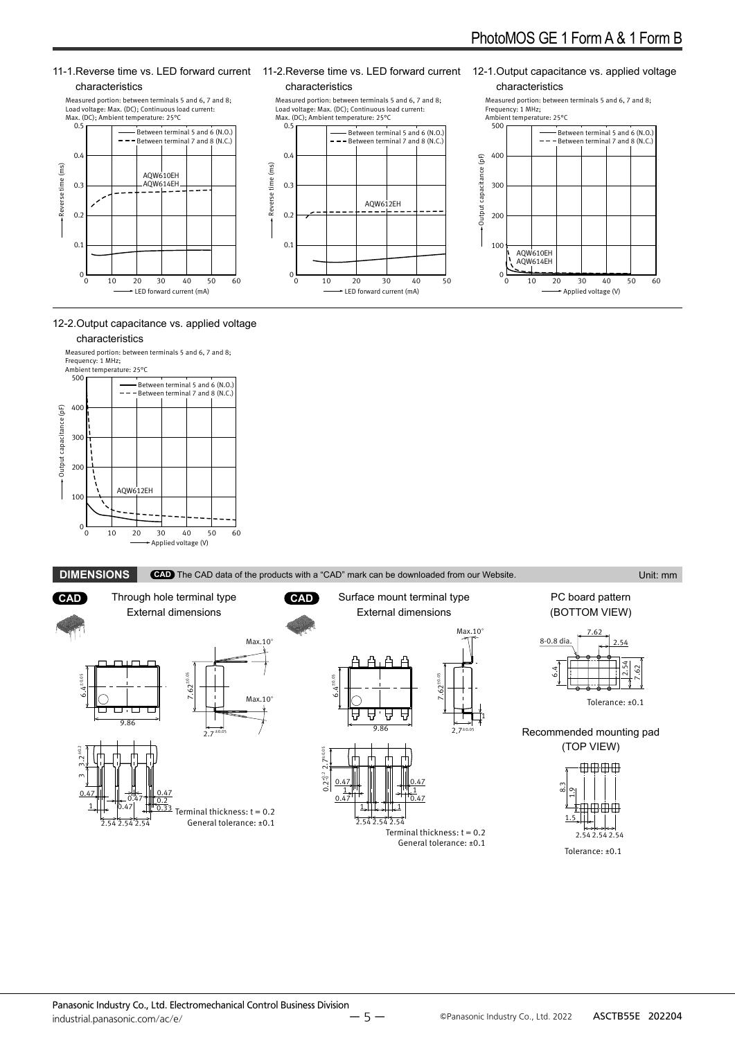### 11-1.Reverse time vs. LED forward current characteristics

Measured portion: between terminals 5 and 6, 7 and 8;
Load voltage: Max. (DC); Continuous load current: Max. (DC); Ambient temperature: 25°C

### 11-2.Reverse time vs. LED forward current characteristics

Measured portion: between terminals 5 and 6, 7 and 8;
Load voltage: Max. (DC); Continuous load current: Max. (DC); Ambient temperature: 25°C

### 12-1.Output capacitance vs. applied voltage characteristics

Measured portion: between terminals 5 and 6, 7 and 8;
Frequency: 1 MHz;
Ambient temperature: 25°C

### 12-2.Output capacitance vs. applied voltage characteristics

Measured portion: between terminals 5 and 6, 7 and 8;
Frequency: 1 MHz;
Ambient temperature: 25°C

## DIMENSIONS

CAD The CAD data of the products with a “CAD” mark can be downloaded from our Website.

Unit: mm

**CAD** Through hole terminal type External dimensions

Terminal thickness: t = 0.2
General tolerance: ±0.1

**CAD** Surface mount terminal type External dimensions

Terminal thickness: t = 0.2
General tolerance: ±0.1

PC board pattern (BOTTOM VIEW)

Tolerance: ±0.1

Recommended mounting pad (TOP VIEW)

Tolerance: ±0.1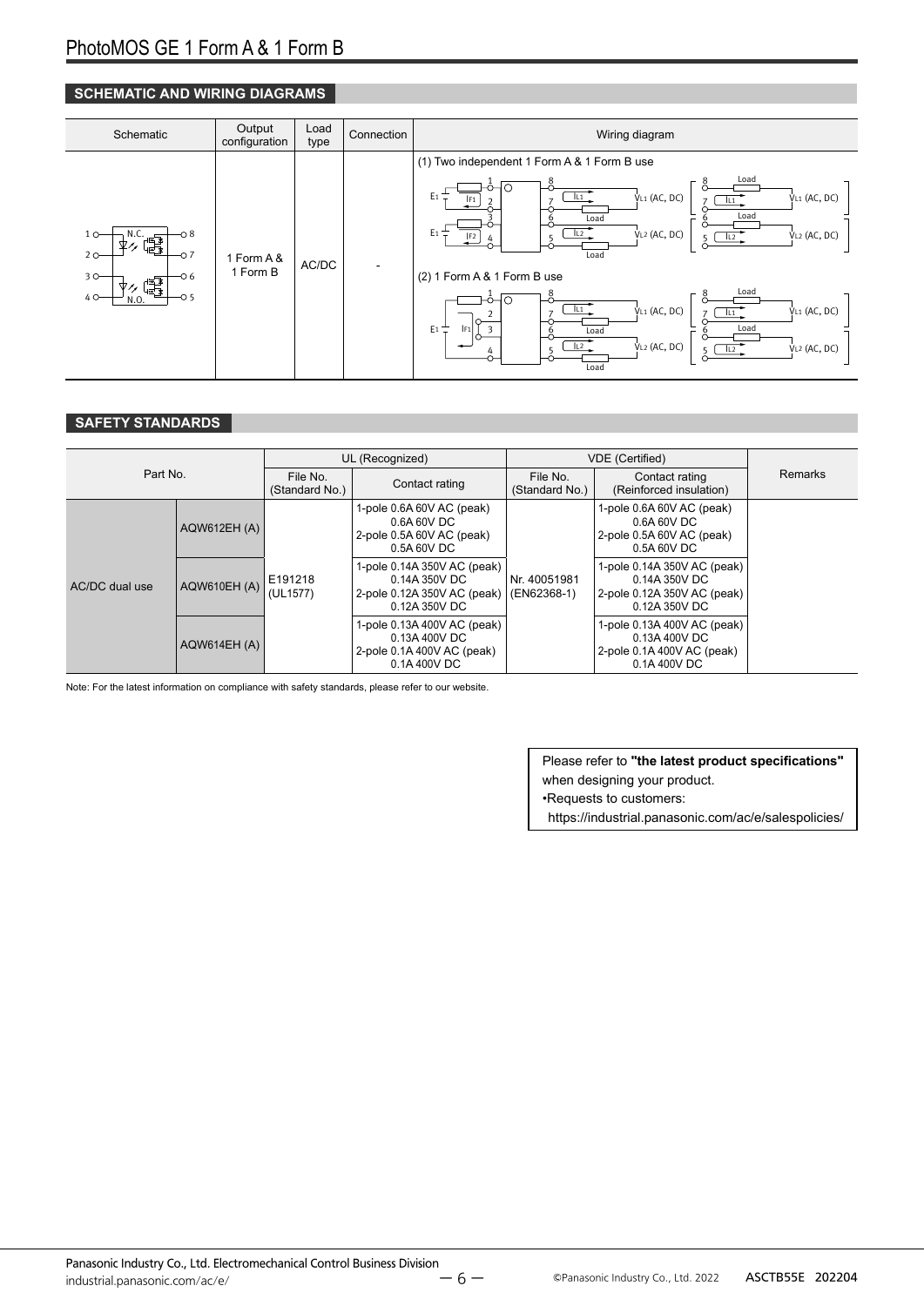## SCHEMATIC AND WIRING DIAGRAMS

| Schematic | Output configuration | Load type | Connection | Wiring diagram |
|---|---|---|---|---|
| | 1 Form A & 1 Form B | AC/DC | - | (1) Two independent 1 Form A & 1 Form B use<br>(2) 1 Form A & 1 Form B use |

## SAFETY STANDARDS

| Part No. | | UL (Recognized) | | VDE (Certified) | | Remarks |
|---|---|---|---|---|---|---|
| | | File No. (Standard No.) | Contact rating | File No. (Standard No.) | Contact rating (Reinforced insulation) | |
| AC/DC dual use | AQW612EH (A) | E191218 (UL1577) | 1-pole 0.6A 60V AC (peak) 0.6A 60V DC<br>2-pole 0.5A 60V AC (peak) 0.5A 60V DC | Nr. 40051981 (EN62368-1) | 1-pole 0.6A 60V AC (peak) 0.6A 60V DC<br>2-pole 0.5A 60V AC (peak) 0.5A 60V DC | |
| | AQW610EH (A) | | 1-pole 0.14A 350V AC (peak) 0.14A 350V DC<br>2-pole 0.12A 350V AC (peak) 0.12A 350V DC | | 1-pole 0.14A 350V AC (peak) 0.14A 350V DC<br>2-pole 0.12A 350V AC (peak) 0.12A 350V DC | |
| | AQW614EH (A) | | 1-pole 0.13A 400V AC (peak) 0.13A 400V DC<br>2-pole 0.1A 400V AC (peak) 0.1A 400V DC | | 1-pole 0.13A 400V AC (peak) 0.13A 400V DC<br>2-pole 0.1A 400V AC (peak) 0.1A 400V DC | |

Note: For the latest information on compliance with safety standards, please refer to our website.

Please refer to **"the latest product specifications"** when designing your product.
•Requests to customers:
https://industrial.panasonic.com/ac/e/salespolicies/

Panasonic Industry Co., Ltd. Electromechanical Control Business Division
industrial.panasonic.com/ac/e/

©Panasonic Industry Co., Ltd. 2022 ASCTB55E 202204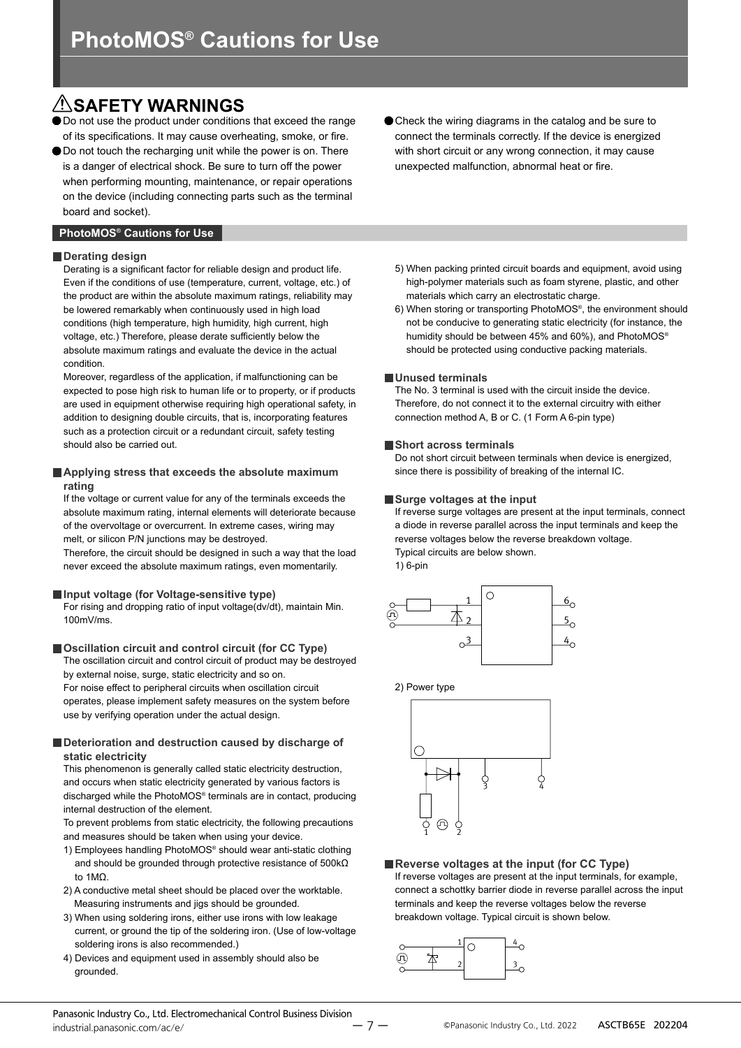# PhotoMOS® Cautions for Use

## ⚠SAFETY WARNINGS

- Do not use the product under conditions that exceed the range of its specifications. It may cause overheating, smoke, or fire.
- Do not touch the recharging unit while the power is on. There is a danger of electrical shock. Be sure to turn off the power when performing mounting, maintenance, or repair operations on the device (including connecting parts such as the terminal board and socket).
- Check the wiring diagrams in the catalog and be sure to connect the terminals correctly. If the device is energized with short circuit or any wrong connection, it may cause unexpected malfunction, abnormal heat or fire.

## PhotoMOS® Cautions for Use

### Derating design

Derating is a significant factor for reliable design and product life. Even if the conditions of use (temperature, current, voltage, etc.) of the product are within the absolute maximum ratings, reliability may be lowered remarkably when continuously used in high load conditions (high temperature, high humidity, high current, high voltage, etc.) Therefore, please derate sufficiently below the absolute maximum ratings and evaluate the device in the actual condition.

Moreover, regardless of the application, if malfunctioning can be expected to pose high risk to human life or to property, or if products are used in equipment otherwise requiring high operational safety, in addition to designing double circuits, that is, incorporating features such as a protection circuit or a redundant circuit, safety testing should also be carried out.

### Applying stress that exceeds the absolute maximum rating

If the voltage or current value for any of the terminals exceeds the absolute maximum rating, internal elements will deteriorate because of the overvoltage or overcurrent. In extreme cases, wiring may melt, or silicon P/N junctions may be destroyed.

Therefore, the circuit should be designed in such a way that the load never exceed the absolute maximum ratings, even momentarily.

### Input voltage (for Voltage-sensitive type)

For rising and dropping ratio of input voltage(dv/dt), maintain Min. 100mV/ms.

### Oscillation circuit and control circuit (for CC Type)

The oscillation circuit and control circuit of product may be destroyed by external noise, surge, static electricity and so on.

For noise effect to peripheral circuits when oscillation circuit operates, please implement safety measures on the system before use by verifying operation under the actual design.

### Deterioration and destruction caused by discharge of static electricity

This phenomenon is generally called static electricity destruction, and occurs when static electricity generated by various factors is discharged while the PhotoMOS® terminals are in contact, producing internal destruction of the element.

To prevent problems from static electricity, the following precautions and measures should be taken when using your device.

1) Employees handling PhotoMOS® should wear anti-static clothing and should be grounded through protective resistance of 500kΩ to 1MΩ.
2) A conductive metal sheet should be placed over the worktable. Measuring instruments and jigs should be grounded.
3) When using soldering irons, either use irons with low leakage current, or ground the tip of the soldering iron. (Use of low-voltage soldering irons is also recommended.)
4) Devices and equipment used in assembly should also be grounded.
5) When packing printed circuit boards and equipment, avoid using high-polymer materials such as foam styrene, plastic, and other materials which carry an electrostatic charge.
6) When storing or transporting PhotoMOS®, the environment should not be conducive to generating static electricity (for instance, the humidity should be between 45% and 60%), and PhotoMOS® should be protected using conductive packing materials.

### Unused terminals

The No. 3 terminal is used with the circuit inside the device. Therefore, do not connect it to the external circuitry with either connection method A, B or C. (1 Form A 6-pin type)

### Short across terminals

Do not short circuit between terminals when device is energized, since there is possibility of breaking of the internal IC.

### Surge voltages at the input

If reverse surge voltages are present at the input terminals, connect a diode in reverse parallel across the input terminals and keep the reverse voltages below the reverse breakdown voltage.

Typical circuits are below shown.

1) 6-pin

2) Power type

### Reverse voltages at the input (for CC Type)

If reverse voltages are present at the input terminals, for example, connect a schottky barrier diode in reverse parallel across the input terminals and keep the reverse voltages below the reverse breakdown voltage. Typical circuit is shown below.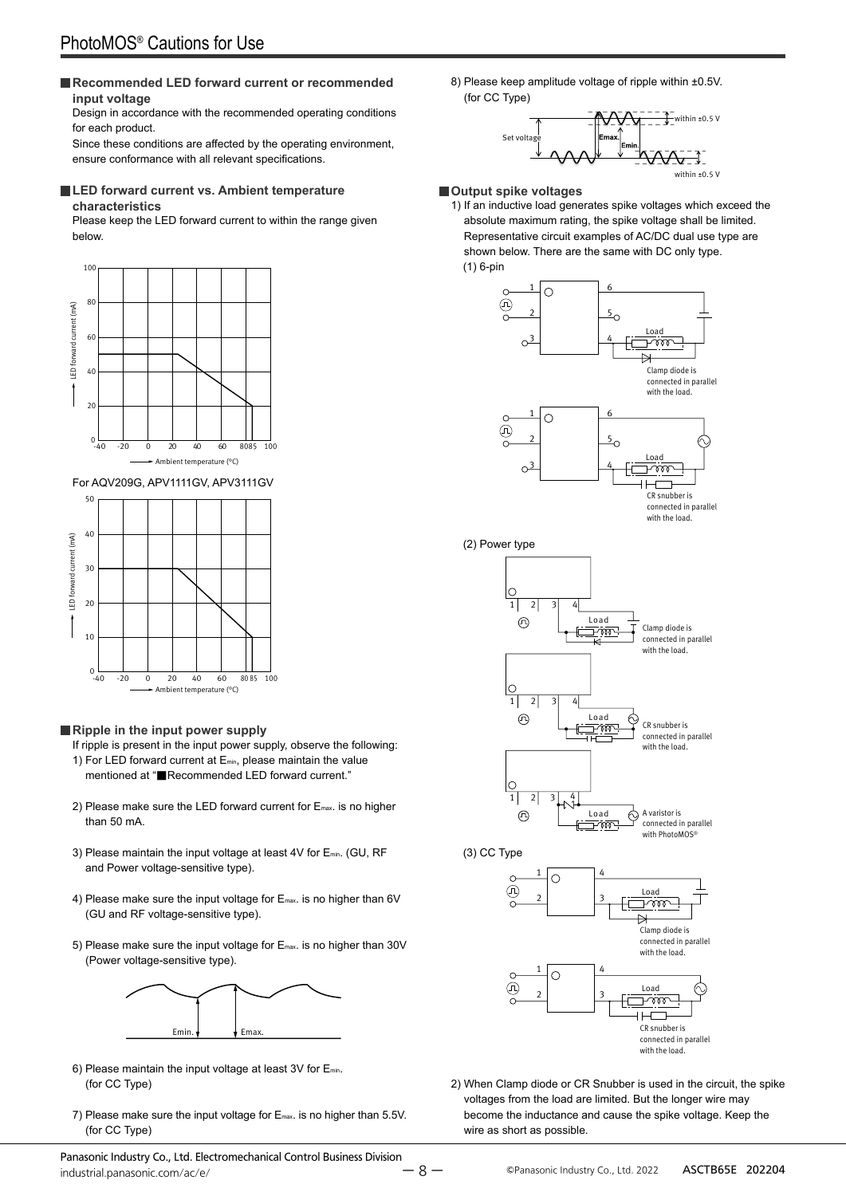## Recommended LED forward current or recommended input voltage

Design in accordance with the recommended operating conditions for each product.

Since these conditions are affected by the operating environment, ensure conformance with all relevant specifications.

## LED forward current vs. Ambient temperature characteristics

Please keep the LED forward current to within the range given below.

For AQV209G, APV1111GV, APV3111GV

## Ripple in the input power supply

If ripple is present in the input power supply, observe the following:

1) For LED forward current at $E_{min}$, please maintain the value mentioned at "■Recommended LED forward current."

2) Please make sure the LED forward current for $E_{max}$. is no higher than 50 mA.

3) Please maintain the input voltage at least 4V for $E_{min}$. (GU, RF and Power voltage-sensitive type).

4) Please make sure the input voltage for $E_{max}$. is no higher than 6V (GU and RF voltage-sensitive type).

5) Please make sure the input voltage for $E_{max}$. is no higher than 30V (Power voltage-sensitive type).

6) Please maintain the input voltage at least 3V for $E_{min}$. (for CC Type)

7) Please make sure the input voltage for $E_{max}$. is no higher than 5.5V. (for CC Type)

8) Please keep amplitude voltage of ripple within ±0.5V. (for CC Type)

## Output spike voltages

1) If an inductive load generates spike voltages which exceed the absolute maximum rating, the spike voltage shall be limited. Representative circuit examples of AC/DC dual use type are shown below. There are the same with DC only type.

(1) 6-pin

(2) Power type

(3) CC Type

2) When Clamp diode or CR Snubber is used in the circuit, the spike voltages from the load are limited. But the longer wire may become the inductance and cause the spike voltage. Keep the wire as short as possible.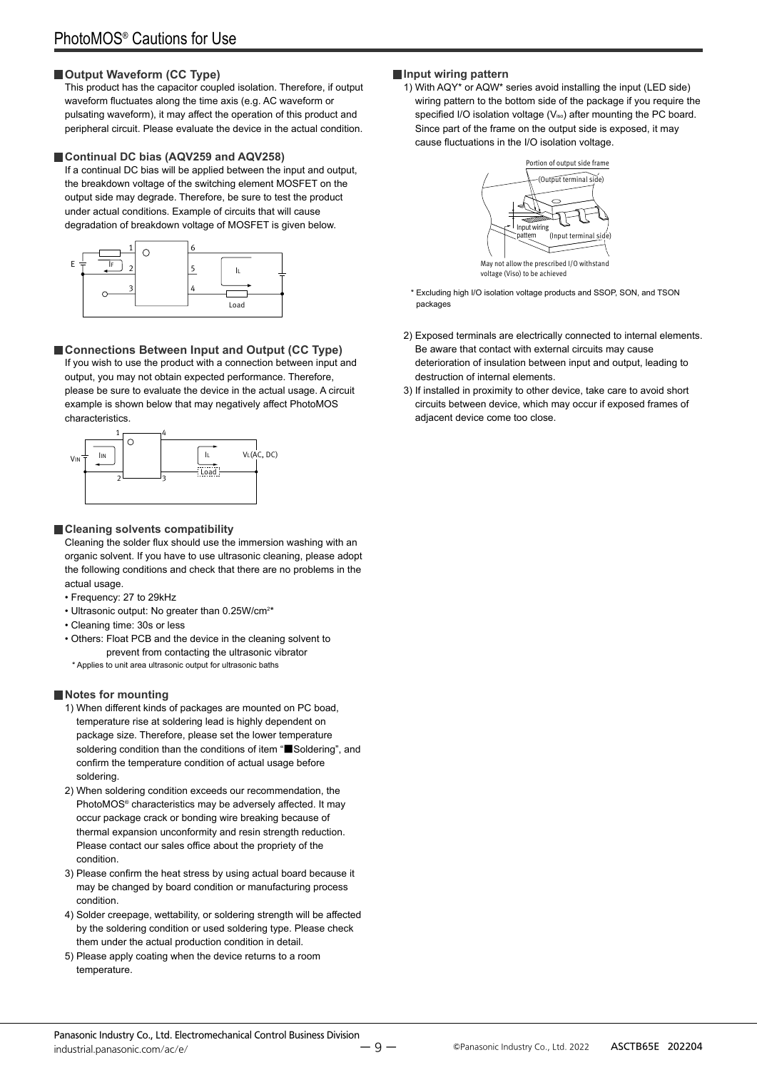## Output Waveform (CC Type)

This product has the capacitor coupled isolation. Therefore, if output waveform fluctuates along the time axis (e.g. AC waveform or pulsating waveform), it may affect the operation of this product and peripheral circuit. Please evaluate the device in the actual condition.

## Continual DC bias (AQV259 and AQV258)

If a continual DC bias will be applied between the input and output, the breakdown voltage of the switching element MOSFET on the output side may degrade. Therefore, be sure to test the product under actual conditions. Example of circuits that will cause degradation of breakdown voltage of MOSFET is given below.

## Connections Between Input and Output (CC Type)

If you wish to use the product with a connection between input and output, you may not obtain expected performance. Therefore, please be sure to evaluate the device in the actual usage. A circuit example is shown below that may negatively affect PhotoMOS characteristics.

## Cleaning solvents compatibility

Cleaning the solder flux should use the immersion washing with an organic solvent. If you have to use ultrasonic cleaning, please adopt the following conditions and check that there are no problems in the actual usage.

- Frequency: 27 to 29kHz
- Ultrasonic output: No greater than 0.25W/cm²*
- Cleaning time: 30s or less
- Others: Float PCB and the device in the cleaning solvent to prevent from contacting the ultrasonic vibrator

\* Applies to unit area ultrasonic output for ultrasonic baths

## Notes for mounting

1) When different kinds of packages are mounted on PC boad, temperature rise at soldering lead is highly dependent on package size. Therefore, please set the lower temperature soldering condition than the conditions of item "■Soldering", and confirm the temperature condition of actual usage before soldering.
2) When soldering condition exceeds our recommendation, the PhotoMOS® characteristics may be adversely affected. It may occur package crack or bonding wire breaking because of thermal expansion unconformity and resin strength reduction. Please contact our sales office about the propriety of the condition.
3) Please confirm the heat stress by using actual board because it may be changed by board condition or manufacturing process condition.
4) Solder creepage, wettability, or soldering strength will be affected by the soldering condition or used soldering type. Please check them under the actual production condition in detail.
5) Please apply coating when the device returns to a room temperature.

## Input wiring pattern

1) With AQY* or AQW* series avoid installing the input (LED side) wiring pattern to the bottom side of the package if you require the specified I/O isolation voltage ($V_{iso}$) after mounting the PC board. Since part of the frame on the output side is exposed, it may cause fluctuations in the I/O isolation voltage.

\* Excluding high I/O isolation voltage products and SSOP, SON, and TSON packages

2) Exposed terminals are electrically connected to internal elements. Be aware that contact with external circuits may cause deterioration of insulation between input and output, leading to destruction of internal elements.
3) If installed in proximity to other device, take care to avoid short circuits between device, which may occur if exposed frames of adjacent device come too close.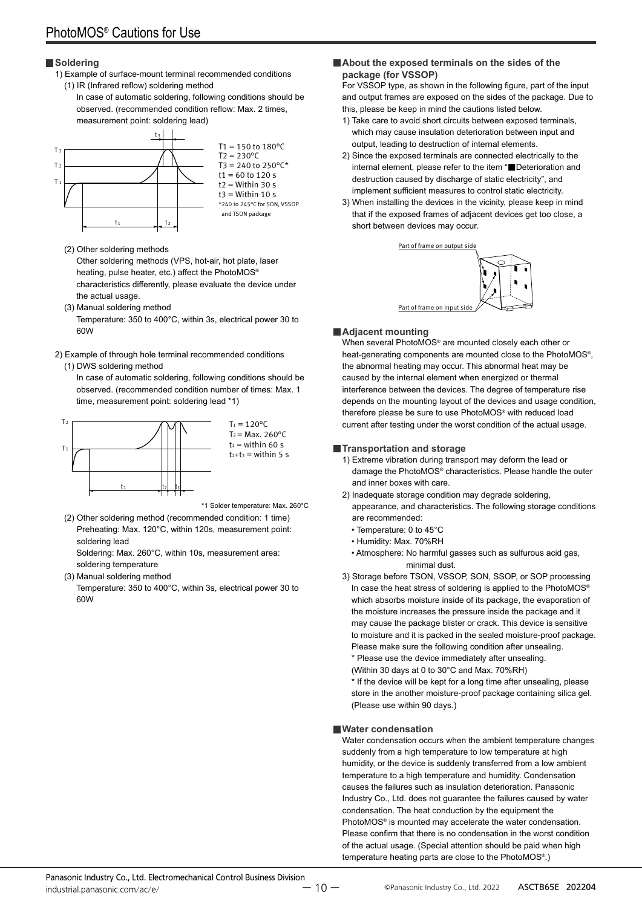## Soldering

1) Example of surface-mount terminal recommended conditions

(1) IR (Infrared reflow) soldering method

In case of automatic soldering, following conditions should be observed. (recommended condition reflow: Max. 2 times, measurement point: soldering lead)

T1 = 150 to 180°C
T2 = 230°C
T3 = 240 to 250°C*
t1 = 60 to 120 s
t2 = Within 30 s
t3 = Within 10 s
*240 to 245°C for SON, VSSOP and TSON package

(2) Other soldering methods

Other soldering methods (VPS, hot-air, hot plate, laser heating, pulse heater, etc.) affect the PhotoMOS® characteristics differently, please evaluate the device under the actual usage.

(3) Manual soldering method

Temperature: 350 to 400°C, within 3s, electrical power 30 to 60W

2) Example of through hole terminal recommended conditions

(1) DWS soldering method

In case of automatic soldering, following conditions should be observed. (recommended condition number of times: Max. 1 time, measurement point: soldering lead *1)

$T_1$ = 120°C
$T_2$ = Max. 260°C
$t_1$ = within 60 s
$t_2+t_3$ = within 5 s

*1 Solder temperature: Max. 260°C

(2) Other soldering method (recommended condition: 1 time)

Preheating: Max. 120°C, within 120s, measurement point: soldering lead

Soldering: Max. 260°C, within 10s, measurement area: soldering temperature

(3) Manual soldering method

Temperature: 350 to 400°C, within 3s, electrical power 30 to 60W

## About the exposed terminals on the sides of the package (for VSSOP)

For VSSOP type, as shown in the following figure, part of the input and output frames are exposed on the sides of the package. Due to this, please be keep in mind the cautions listed below.

1) Take care to avoid short circuits between exposed terminals, which may cause insulation deterioration between input and output, leading to destruction of internal elements.
2) Since the exposed terminals are connected electrically to the internal element, please refer to the item "■Deterioration and destruction caused by discharge of static electricity", and implement sufficient measures to control static electricity.
3) When installing the devices in the vicinity, please keep in mind that if the exposed frames of adjacent devices get too close, a short between devices may occur.

Part of frame on output side

Part of frame on input side

## Adjacent mounting

When several PhotoMOS® are mounted closely each other or heat-generating components are mounted close to the PhotoMOS®, the abnormal heating may occur. This abnormal heat may be caused by the internal element when energized or thermal interference between the devices. The degree of temperature rise depends on the mounting layout of the devices and usage condition, therefore please be sure to use PhotoMOS® with reduced load current after testing under the worst condition of the actual usage.

## Transportation and storage

1) Extreme vibration during transport may deform the lead or damage the PhotoMOS® characteristics. Please handle the outer and inner boxes with care.
2) Inadequate storage condition may degrade soldering, appearance, and characteristics. The following storage conditions are recommended:
   - Temperature: 0 to 45°C
   - Humidity: Max. 70%RH
   - Atmosphere: No harmful gasses such as sulfurous acid gas, minimal dust.
3) Storage before TSON, VSSOP, SON, SSOP, or SOP processing
   In case the heat stress of soldering is applied to the PhotoMOS® which absorbs moisture inside of its package, the evaporation of the moisture increases the pressure inside the package and it may cause the package blister or crack. This device is sensitive to moisture and it is packed in the sealed moisture-proof package. Please make sure the following condition after unsealing.
   * Please use the device immediately after unsealing.
   (Within 30 days at 0 to 30°C and Max. 70%RH)
   * If the device will be kept for a long time after unsealing, please store in the another moisture-proof package containing silica gel. (Please use within 90 days.)

## Water condensation

Water condensation occurs when the ambient temperature changes suddenly from a high temperature to low temperature at high humidity, or the device is suddenly transferred from a low ambient temperature to a high temperature and humidity. Condensation causes the failures such as insulation deterioration. Panasonic Industry Co., Ltd. does not guarantee the failures caused by water condensation. The heat conduction by the equipment the PhotoMOS® is mounted may accelerate the water condensation. Please confirm that there is no condensation in the worst condition of the actual usage. (Special attention should be paid when high temperature heating parts are close to the PhotoMOS®.)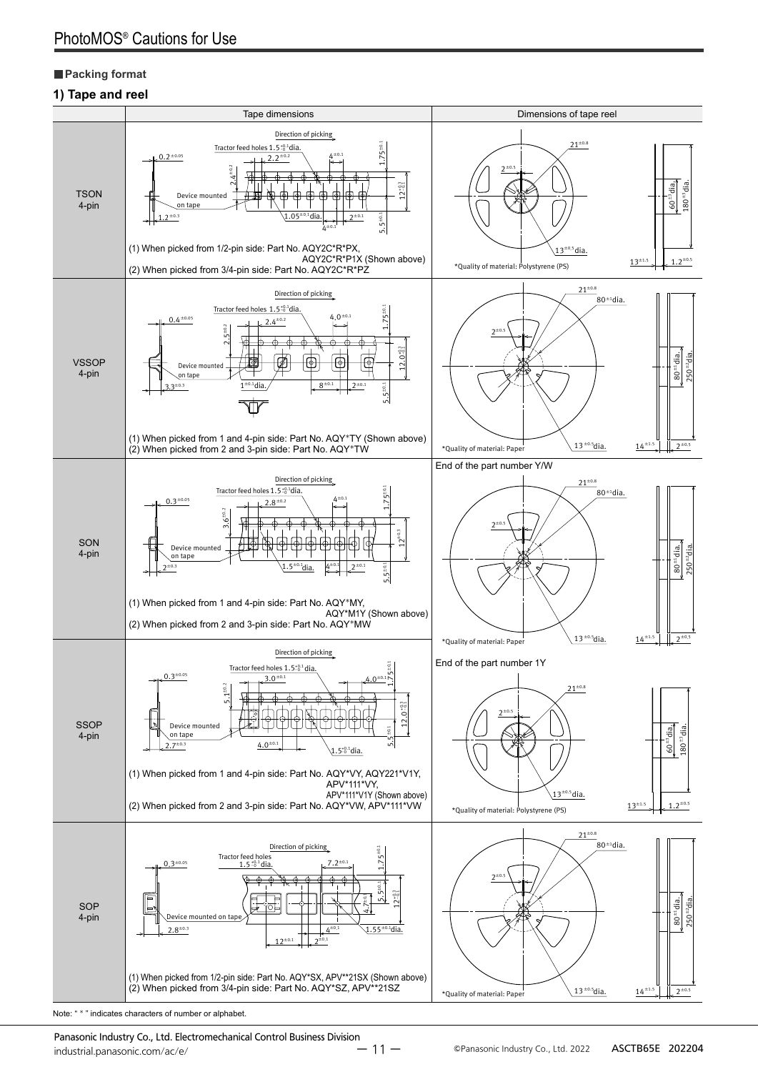## Packing format

### 1) Tape and reel

| | Tape dimensions | Dimensions of tape reel |
|---|---|---|
| TSON 4-pin | (1) When picked from 1/2-pin side: Part No. AQY2C*R*PX, AQY2C*R*P1X (Shown above)<br>(2) When picked from 3/4-pin side: Part No. AQY2C*R*PZ | *Quality of material: Polystyrene (PS) |
| VSSOP 4-pin | (1) When picked from 1 and 4-pin side: Part No. AQY*TY (Shown above)<br>(2) When picked from 2 and 3-pin side: Part No. AQY*TW | *Quality of material: Paper |
| SON 4-pin | (1) When picked from 1 and 4-pin side: Part No. AQY*MY, AQY*M1Y (Shown above)<br>(2) When picked from 2 and 3-pin side: Part No. AQY*MW | End of the part number Y/W<br>*Quality of material: Paper |
| SSOP 4-pin | (1) When picked from 1 and 4-pin side: Part No. AQY*VY, AQY221*V1Y, APV*111*VY, APV*111*V1Y (Shown above)<br>(2) When picked from 2 and 3-pin side: Part No. AQY*VW, APV*111*VW | End of the part number 1Y<br>*Quality of material: Polystyrene (PS) |
| SOP 4-pin | (1) When picked from 1/2-pin side: Part No. AQY*SX, APV**21SX (Shown above)<br>(2) When picked from 3/4-pin side: Part No. AQY*SZ, APV**21SZ | *Quality of material: Paper |

Note: " * " indicates characters of number or alphabet.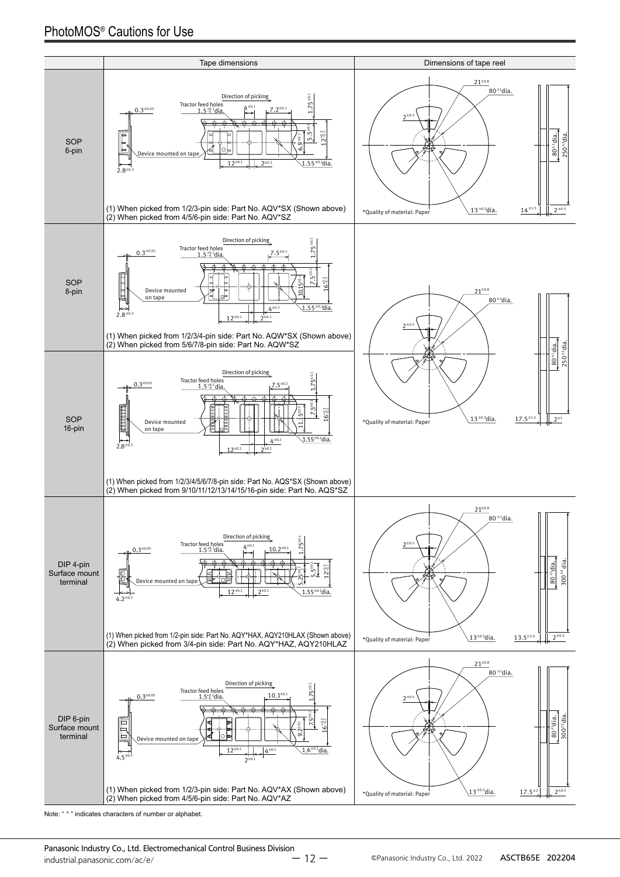# PhotoMOS® Cautions for Use

| | Tape dimensions | Dimensions of tape reel |
|---|---|---|
| SOP 6-pin | (1) When picked from 1/2/3-pin side: Part No. AQV*SX (Shown above)<br>(2) When picked from 4/5/6-pin side: Part No. AQV*SZ | *Quality of material: Paper |
| SOP 8-pin | (1) When picked from 1/2/3/4-pin side: Part No. AQW*SX (Shown above)<br>(2) When picked from 5/6/7/8-pin side: Part No. AQW*SZ | *Quality of material: Paper |
| SOP 16-pin | (1) When picked from 1/2/3/4/5/6/7/8-pin side: Part No. AQS*SX (Shown above)<br>(2) When picked from 9/10/11/12/13/14/15/16-pin side: Part No. AQS*SZ | |
| DIP 4-pin Surface mount terminal | (1) When picked from 1/2-pin side: Part No. AQY*HAX, AQY210HLAX (Shown above)<br>(2) When picked from 3/4-pin side: Part No. AQY*HAZ, AQY210HLAZ | *Quality of material: Paper |
| DIP 6-pin Surface mount terminal | (1) When picked from 1/2/3-pin side: Part No. AQV*AX (Shown above)<br>(2) When picked from 4/5/6-pin side: Part No. AQV*AZ | *Quality of material: Paper |

Note: " * " indicates characters of number or alphabet.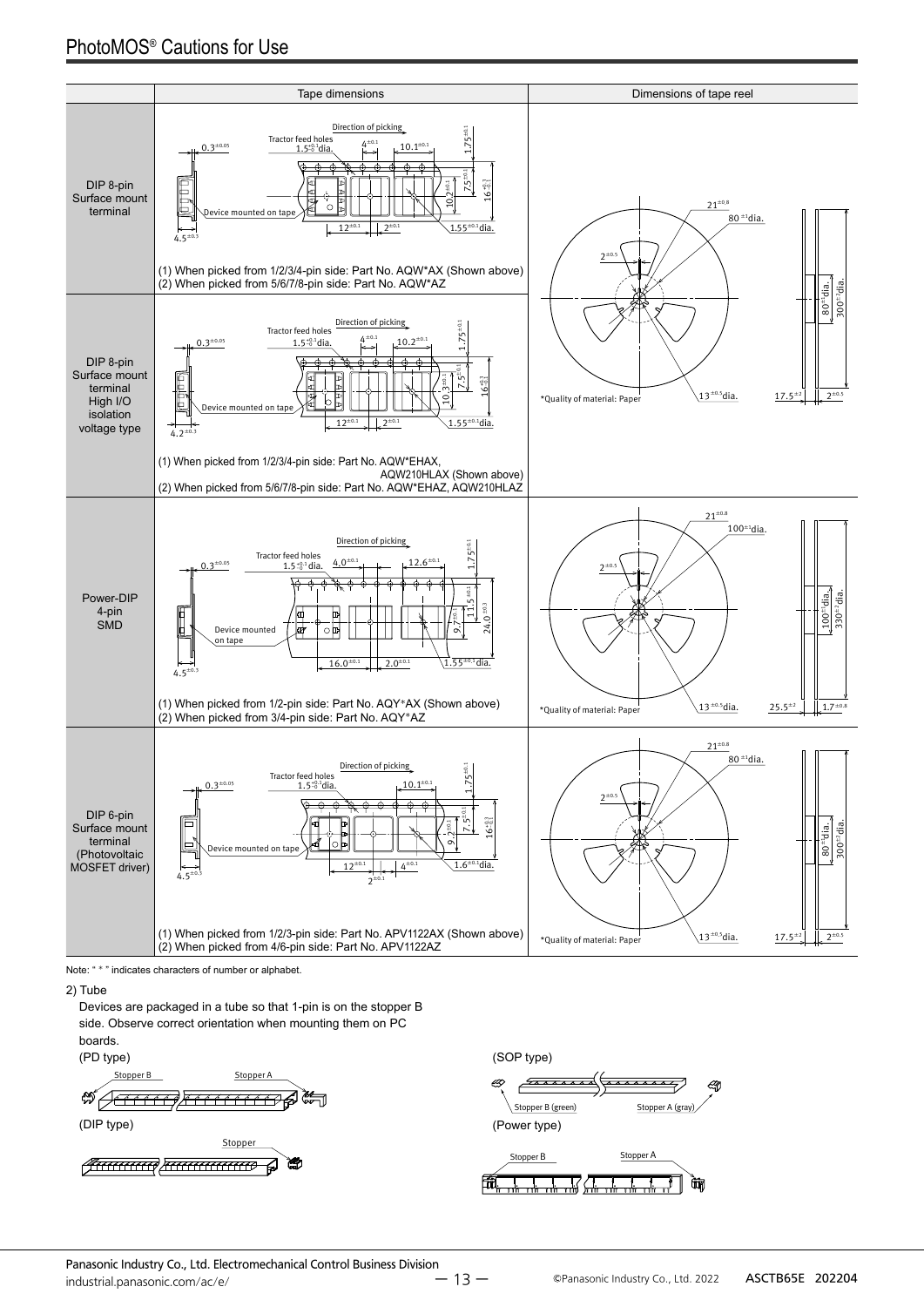| | Tape dimensions | Dimensions of tape reel |
|---|---|---|
| DIP 8-pin Surface mount terminal | (1) When picked from 1/2/3/4-pin side: Part No. AQW*AX (Shown above)<br>(2) When picked from 5/6/7/8-pin side: Part No. AQW*AZ | *Quality of material: Paper |
| DIP 8-pin Surface mount terminal High I/O isolation voltage type | (1) When picked from 1/2/3/4-pin side: Part No. AQW*EHAX, AQW210HLAX (Shown above)<br>(2) When picked from 5/6/7/8-pin side: Part No. AQW*EHAZ, AQW210HLAZ | |
| Power-DIP 4-pin SMD | (1) When picked from 1/2-pin side: Part No. AQY*AX (Shown above)<br>(2) When picked from 3/4-pin side: Part No. AQY*AZ | *Quality of material: Paper |
| DIP 6-pin Surface mount terminal (Photovoltaic MOSFET driver) | (1) When picked from 1/2/3-pin side: Part No. APV1122AX (Shown above)<br>(2) When picked from 4/6-pin side: Part No. APV1122AZ | *Quality of material: Paper |

Note: " * " indicates characters of number or alphabet.

2) Tube

Devices are packaged in a tube so that 1-pin is on the stopper B side. Observe correct orientation when mounting them on PC boards.

(PD type)

Stopper B, Stopper A

(DIP type)

Stopper

(SOP type)

Stopper B (green), Stopper A (gray)

(Power type)

Stopper B, Stopper A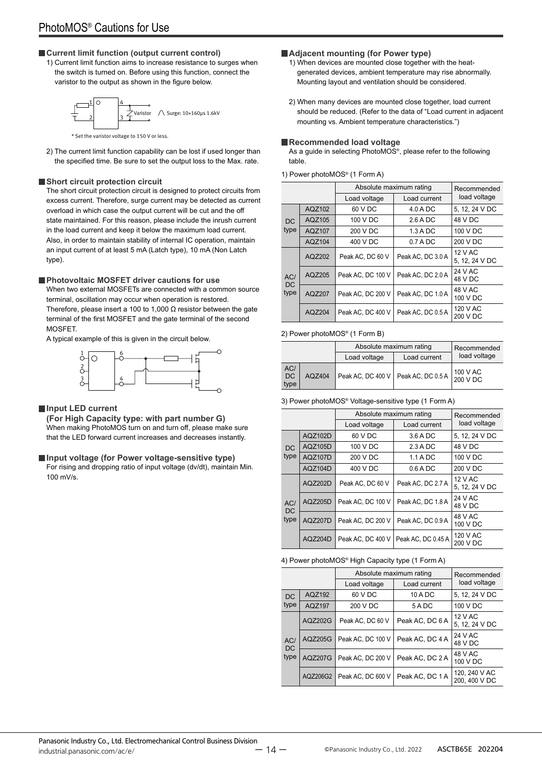# PhotoMOS® Cautions for Use

## Current limit function (output current control)

1) Current limit function aims to increase resistance to surges when the switch is turned on. Before using this function, connect the varistor to the output as shown in the figure below.

Varistor　Surge: 10×160μs 1.6kV

* Set the varistor voltage to 150 V or less.

2) The current limit function capability can be lost if used longer than the specified time. Be sure to set the output loss to the Max. rate.

## Short circuit protection circuit

The short circuit protection circuit is designed to protect circuits from excess current. Therefore, surge current may be detected as current overload in which case the output current will be cut and the off state maintained. For this reason, please include the inrush current in the load current and keep it below the maximum load current. Also, in order to maintain stability of internal IC operation, maintain an input current of at least 5 mA (Latch type), 10 mA (Non Latch type).

## Photovoltaic MOSFET driver cautions for use

When two external MOSFETs are connected with a common source terminal, oscillation may occur when operation is restored. Therefore, please insert a 100 to 1,000 Ω resistor between the gate terminal of the first MOSFET and the gate terminal of the second MOSFET.

A typical example of this is given in the circuit below.

## Input LED current

**(For High Capacity type: with part number G)**

When making PhotoMOS turn on and turn off, please make sure that the LED forward current increases and decreases instantly.

## Input voltage (for Power voltage-sensitive type)

For rising and dropping ratio of input voltage (dv/dt), maintain Min. 100 mV/s.

## Adjacent mounting (for Power type)

1) When devices are mounted close together with the heat-generated devices, ambient temperature may rise abnormally. Mounting layout and ventilation should be considered.

2) When many devices are mounted close together, load current should be reduced. (Refer to the data of "Load current in adjacent mounting vs. Ambient temperature characteristics.")

## Recommended load voltage

As a guide in selecting PhotoMOS®, please refer to the following table.

1) Power photoMOS® (1 Form A)

| | | Absolute maximum rating | | Recommended load voltage |
|---|---|---|---|---|
| | | Load voltage | Load current | |
| DC type | AQZ102 | 60 V DC | 4.0 A DC | 5, 12, 24 V DC |
| | AQZ105 | 100 V DC | 2.6 A DC | 48 V DC |
| | AQZ107 | 200 V DC | 1.3 A DC | 100 V DC |
| | AQZ104 | 400 V DC | 0.7 A DC | 200 V DC |
| AC/DC type | AQZ202 | Peak AC, DC 60 V | Peak AC, DC 3.0 A | 12 V AC<br>5, 12, 24 V DC |
| | AQZ205 | Peak AC, DC 100 V | Peak AC, DC 2.0 A | 24 V AC<br>48 V DC |
| | AQZ207 | Peak AC, DC 200 V | Peak AC, DC 1.0 A | 48 V AC<br>100 V DC |
| | AQZ204 | Peak AC, DC 400 V | Peak AC, DC 0.5 A | 120 V AC<br>200 V DC |

2) Power photoMOS® (1 Form B)

| | | Absolute maximum rating | | Recommended load voltage |
|---|---|---|---|---|
| | | Load voltage | Load current | |
| AC/DC type | AQZ404 | Peak AC, DC 400 V | Peak AC, DC 0.5 A | 100 V AC<br>200 V DC |

3) Power photoMOS® Voltage-sensitive type (1 Form A)

| | | Absolute maximum rating | | Recommended load voltage |
|---|---|---|---|---|
| | | Load voltage | Load current | |
| DC type | AQZ102D | 60 V DC | 3.6 A DC | 5, 12, 24 V DC |
| | AQZ105D | 100 V DC | 2.3 A DC | 48 V DC |
| | AQZ107D | 200 V DC | 1.1 A DC | 100 V DC |
| | AQZ104D | 400 V DC | 0.6 A DC | 200 V DC |
| AC/DC type | AQZ202D | Peak AC, DC 60 V | Peak AC, DC 2.7 A | 12 V AC<br>5, 12, 24 V DC |
| | AQZ205D | Peak AC, DC 100 V | Peak AC, DC 1.8 A | 24 V AC<br>48 V DC |
| | AQZ207D | Peak AC, DC 200 V | Peak AC, DC 0.9 A | 48 V AC<br>100 V DC |
| | AQZ204D | Peak AC, DC 400 V | Peak AC, DC 0.45 A | 120 V AC<br>200 V DC |

4) Power photoMOS® High Capacity type (1 Form A)

| | | Absolute maximum rating | | Recommended load voltage |
|---|---|---|---|---|
| | | Load voltage | Load current | |
| DC type | AQZ192 | 60 V DC | 10 A DC | 5, 12, 24 V DC |
| | AQZ197 | 200 V DC | 5 A DC | 100 V DC |
| AC/DC type | AQZ202G | Peak AC, DC 60 V | Peak AC, DC 6 A | 12 V AC<br>5, 12, 24 V DC |
| | AQZ205G | Peak AC, DC 100 V | Peak AC, DC 4 A | 24 V AC<br>48 V DC |
| | AQZ207G | Peak AC, DC 200 V | Peak AC, DC 2 A | 48 V AC<br>100 V DC |
| | AQZ206G2 | Peak AC, DC 600 V | Peak AC, DC 1 A | 120, 240 V AC<br>200, 400 V DC |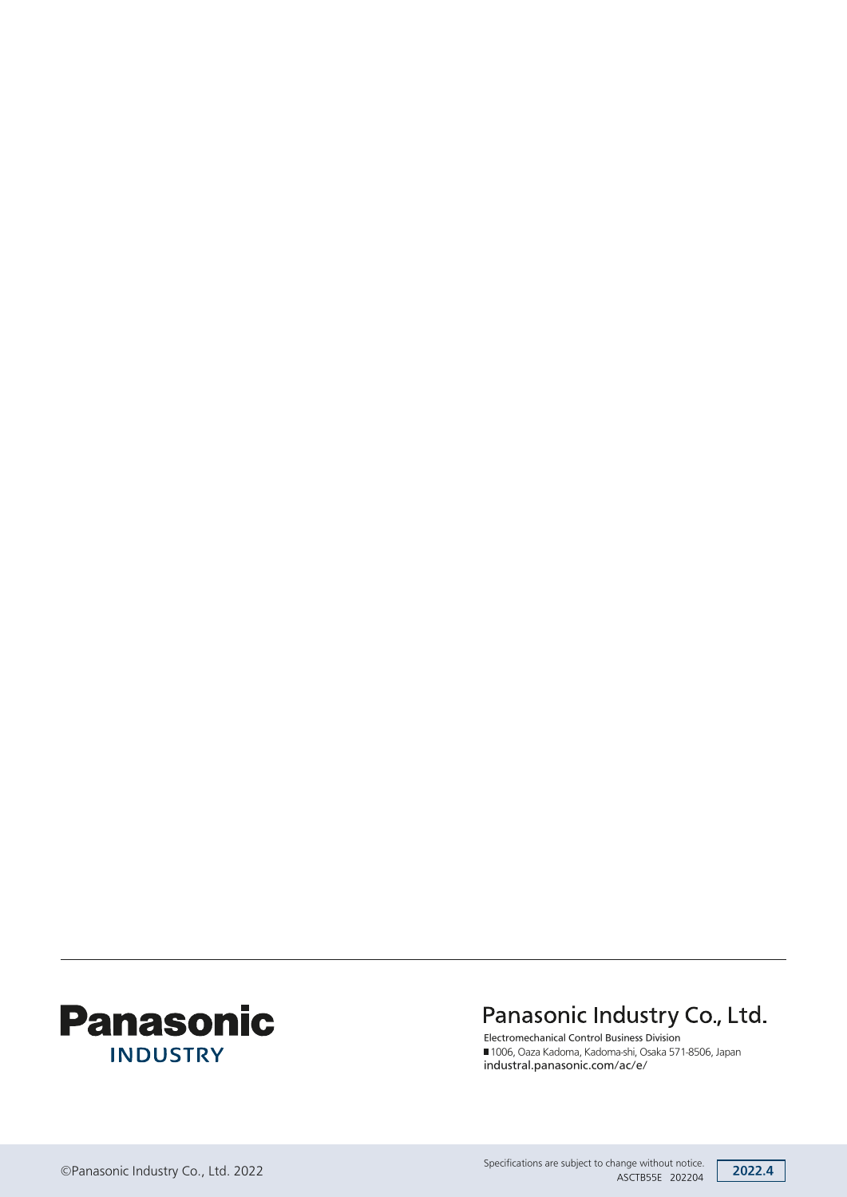Panasonic
INDUSTRY

Panasonic Industry Co., Ltd.

Electromechanical Control Business Division
■1006, Oaza Kadoma, Kadoma-shi, Osaka 571-8506, Japan
industral.panasonic.com/ac/e/

©Panasonic Industry Co., Ltd. 2022

Specifications are subject to change without notice.
ASCTB55E 202204

**2022.4**